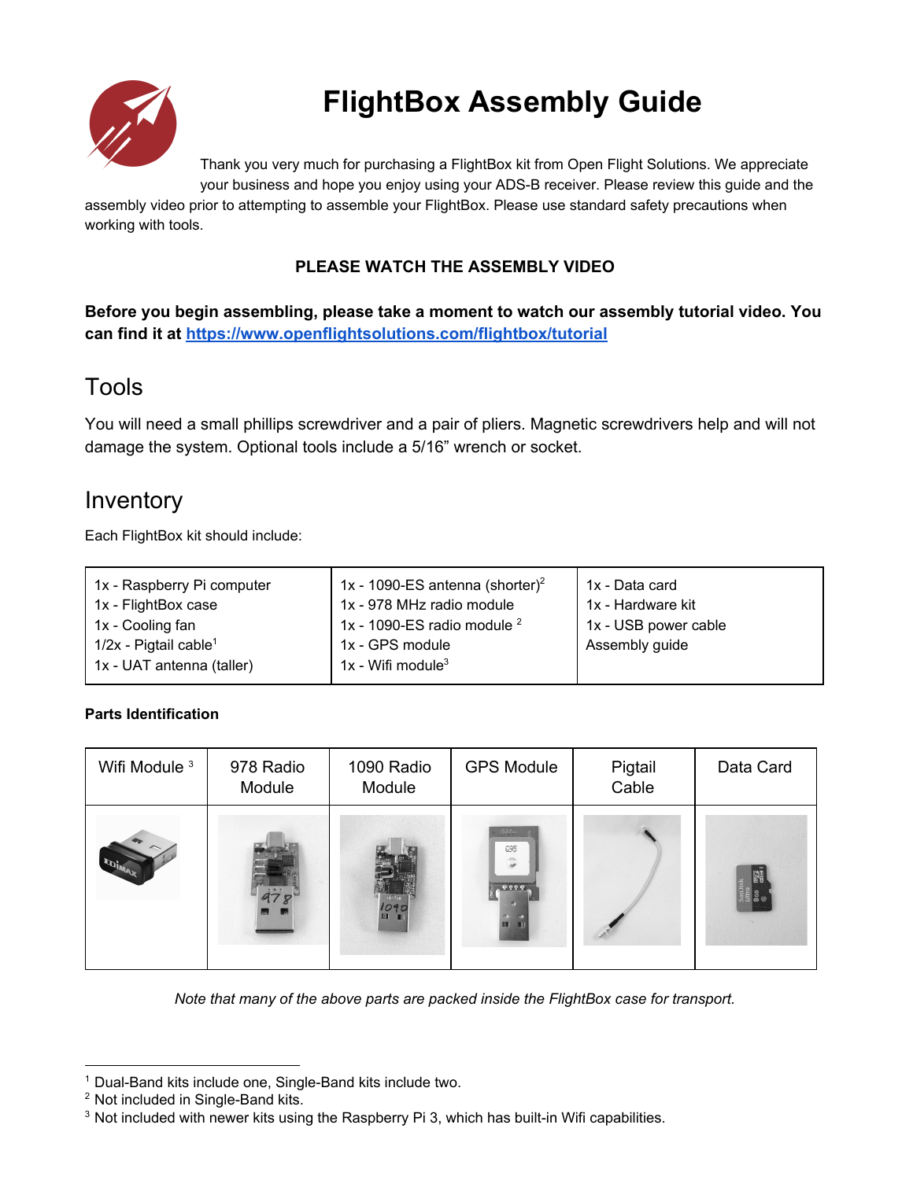# FlightBox Assembly Guide

Thank you very much for purchasing a FlightBox kit from Open Flight Solutions. We appreciate your business and hope you enjoy using your ADS-B receiver. Please review this guide and the assembly video prior to attempting to assemble your FlightBox. Please use standard safety precautions when working with tools.

**PLEASE WATCH THE ASSEMBLY VIDEO**

**Before you begin assembling, please take a moment to watch our assembly tutorial video. You can find it at [https://www.openflightsolutions.com/flightbox/tutorial](https://www.openflightsolutions.com/flightbox/tutorial)**

## Tools

You will need a small phillips screwdriver and a pair of pliers. Magnetic screwdrivers help and will not damage the system. Optional tools include a 5/16" wrench or socket.

## Inventory

Each FlightBox kit should include:

| | | |
|---|---|---|
| 1x - Raspberry Pi computer<br>1x - FlightBox case<br>1x - Cooling fan<br>1/2x - Pigtail cable[1]<br>1x - UAT antenna (taller) | 1x - 1090-ES antenna (shorter)[2]<br>1x - 978 MHz radio module<br>1x - 1090-ES radio module [2]<br>1x - GPS module<br>1x - Wifi module[3] | 1x - Data card<br>1x - Hardware kit<br>1x - USB power cable<br>Assembly guide |

**Parts Identification**

| Wifi Module [3] | 978 Radio Module | 1090 Radio Module | GPS Module | Pigtail Cable | Data Card |
|---|---|---|---|---|---|
| | | | | | |

*Note that many of the above parts are packed inside the FlightBox case for transport.*

---

[1] Dual-Band kits include one, Single-Band kits include two.
[2] Not included in Single-Band kits.
[3] Not included with newer kits using the Raspberry Pi 3, which has built-in Wifi capabilities.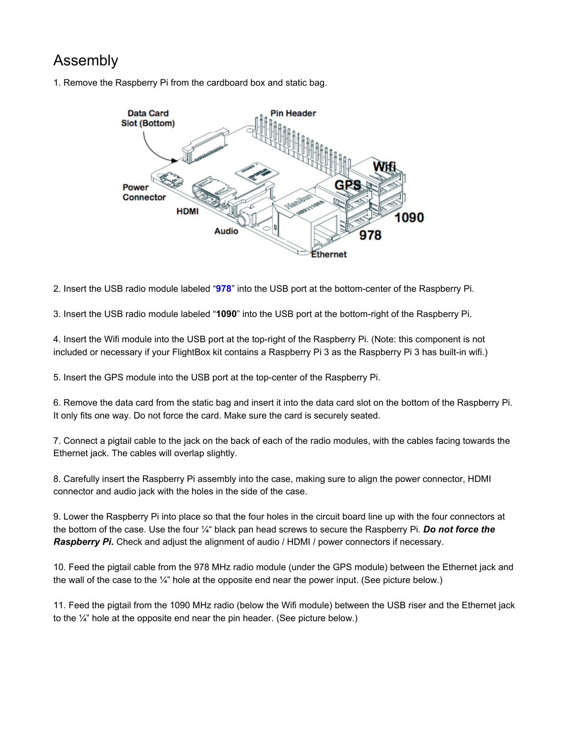# Assembly

1. Remove the Raspberry Pi from the cardboard box and static bag.

2. Insert the USB radio module labeled "**978**" into the USB port at the bottom-center of the Raspberry Pi.

3. Insert the USB radio module labeled "**1090**" into the USB port at the bottom-right of the Raspberry Pi.

4. Insert the Wifi module into the USB port at the top-right of the Raspberry Pi. (Note: this component is not included or necessary if your FlightBox kit contains a Raspberry Pi 3 as the Raspberry Pi 3 has built-in wifi.)

5. Insert the GPS module into the USB port at the top-center of the Raspberry Pi.

6. Remove the data card from the static bag and insert it into the data card slot on the bottom of the Raspberry Pi. It only fits one way. Do not force the card. Make sure the card is securely seated.

7. Connect a pigtail cable to the jack on the back of each of the radio modules, with the cables facing towards the Ethernet jack. The cables will overlap slightly.

8. Carefully insert the Raspberry Pi assembly into the case, making sure to align the power connector, HDMI connector and audio jack with the holes in the side of the case.

9. Lower the Raspberry Pi into place so that the four holes in the circuit board line up with the four connectors at the bottom of the case. Use the four ¼" black pan head screws to secure the Raspberry Pi. ***Do not force the Raspberry Pi.*** Check and adjust the alignment of audio / HDMI / power connectors if necessary.

10. Feed the pigtail cable from the 978 MHz radio module (under the GPS module) between the Ethernet jack and the wall of the case to the ¼" hole at the opposite end near the power input. (See picture below.)

11. Feed the pigtail from the 1090 MHz radio (below the Wifi module) between the USB riser and the Ethernet jack to the ¼" hole at the opposite end near the pin header. (See picture below.)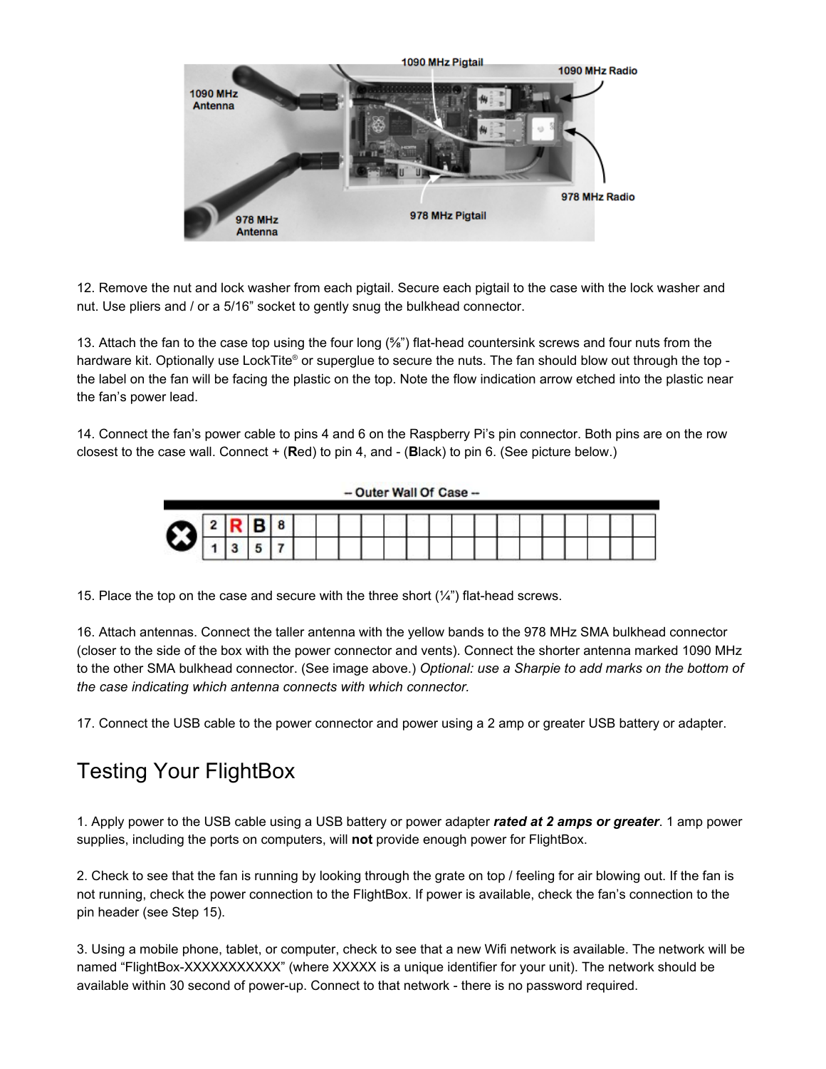12. Remove the nut and lock washer from each pigtail. Secure each pigtail to the case with the lock washer and nut. Use pliers and / or a 5/16" socket to gently snug the bulkhead connector.

13. Attach the fan to the case top using the four long (⅝") flat-head countersink screws and four nuts from the hardware kit. Optionally use LockTite® or superglue to secure the nuts. The fan should blow out through the top - the label on the fan will be facing the plastic on the top. Note the flow indication arrow etched into the plastic near the fan's power lead.

14. Connect the fan's power cable to pins 4 and 6 on the Raspberry Pi's pin connector. Both pins are on the row closest to the case wall. Connect + (**R**ed) to pin 4, and - (**B**lack) to pin 6. (See picture below.)

– Outer Wall Of Case –

| 2 | R | B | 8 | | | | | | | | | | | | | | | | |
|---|---|---|---|---|---|---|---|---|---|---|---|---|---|---|---|---|---|---|---|
| 1 | 3 | 5 | 7 | | | | | | | | | | | | | | | | |

15. Place the top on the case and secure with the three short (¼") flat-head screws.

16. Attach antennas. Connect the taller antenna with the yellow bands to the 978 MHz SMA bulkhead connector (closer to the side of the box with the power connector and vents). Connect the shorter antenna marked 1090 MHz to the other SMA bulkhead connector. (See image above.) *Optional: use a Sharpie to add marks on the bottom of the case indicating which antenna connects with which connector.*

17. Connect the USB cable to the power connector and power using a 2 amp or greater USB battery or adapter.

## Testing Your FlightBox

1. Apply power to the USB cable using a USB battery or power adapter ***rated at 2 amps or greater***. 1 amp power supplies, including the ports on computers, will **not** provide enough power for FlightBox.

2. Check to see that the fan is running by looking through the grate on top / feeling for air blowing out. If the fan is not running, check the power connection to the FlightBox. If power is available, check the fan's connection to the pin header (see Step 15).

3. Using a mobile phone, tablet, or computer, check to see that a new Wifi network is available. The network will be named "FlightBox-XXXXXXXXXXX" (where XXXXX is a unique identifier for your unit). The network should be available within 30 second of power-up. Connect to that network - there is no password required.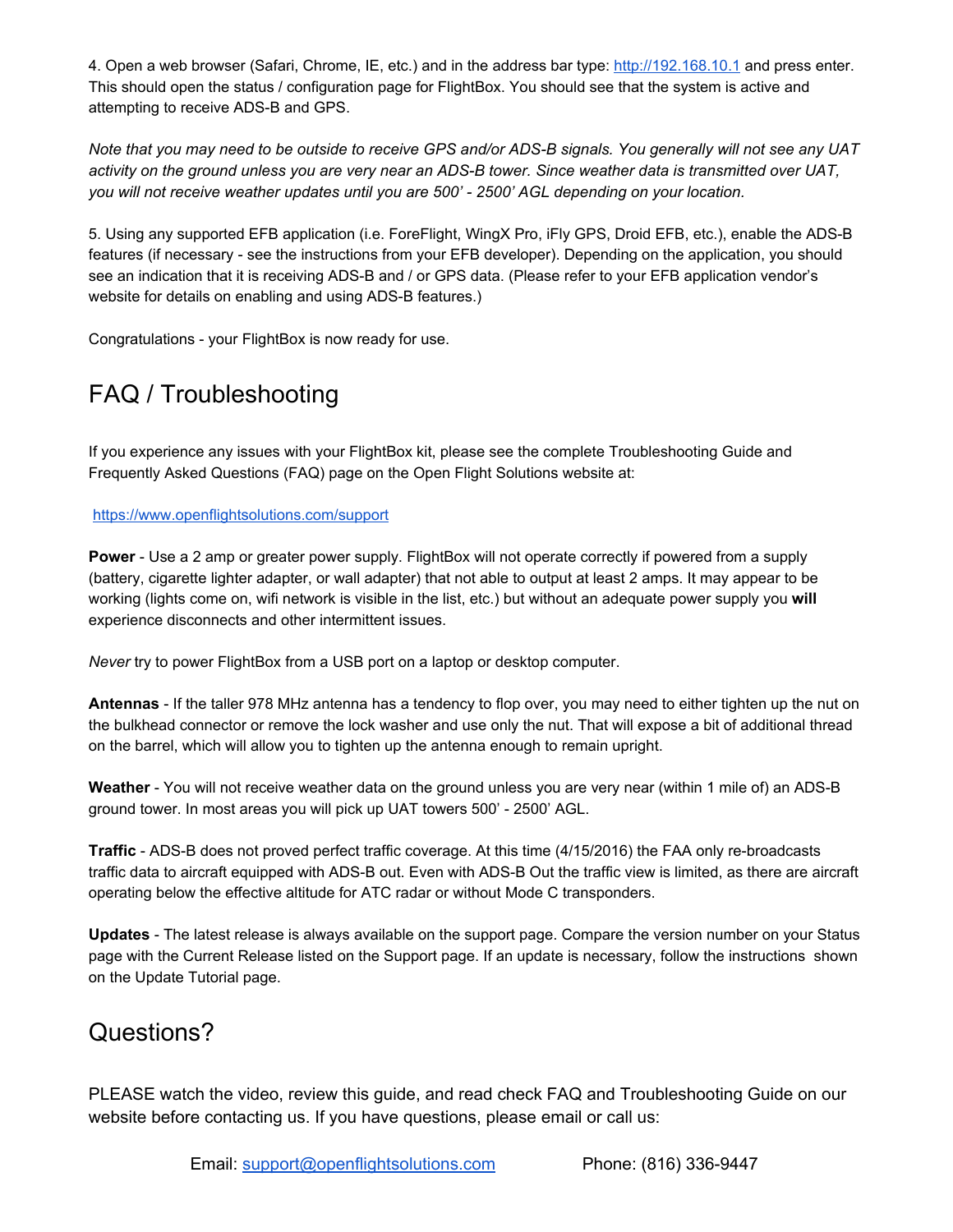4. Open a web browser (Safari, Chrome, IE, etc.) and in the address bar type: [http://192.168.10.1](http://192.168.10.1) and press enter. This should open the status / configuration page for FlightBox. You should see that the system is active and attempting to receive ADS-B and GPS.

*Note that you may need to be outside to receive GPS and/or ADS-B signals. You generally will not see any UAT activity on the ground unless you are very near an ADS-B tower. Since weather data is transmitted over UAT, you will not receive weather updates until you are 500' - 2500' AGL depending on your location.*

5. Using any supported EFB application (i.e. ForeFlight, WingX Pro, iFly GPS, Droid EFB, etc.), enable the ADS-B features (if necessary - see the instructions from your EFB developer). Depending on the application, you should see an indication that it is receiving ADS-B and / or GPS data. (Please refer to your EFB application vendor's website for details on enabling and using ADS-B features.)

Congratulations - your FlightBox is now ready for use.

## FAQ / Troubleshooting

If you experience any issues with your FlightBox kit, please see the complete Troubleshooting Guide and Frequently Asked Questions (FAQ) page on the Open Flight Solutions website at:

[https://www.openflightsolutions.com/support](https://www.openflightsolutions.com/support)

**Power** - Use a 2 amp or greater power supply. FlightBox will not operate correctly if powered from a supply (battery, cigarette lighter adapter, or wall adapter) that not able to output at least 2 amps. It may appear to be working (lights come on, wifi network is visible in the list, etc.) but without an adequate power supply you **will** experience disconnects and other intermittent issues.

*Never* try to power FlightBox from a USB port on a laptop or desktop computer.

**Antennas** - If the taller 978 MHz antenna has a tendency to flop over, you may need to either tighten up the nut on the bulkhead connector or remove the lock washer and use only the nut. That will expose a bit of additional thread on the barrel, which will allow you to tighten up the antenna enough to remain upright.

**Weather** - You will not receive weather data on the ground unless you are very near (within 1 mile of) an ADS-B ground tower. In most areas you will pick up UAT towers 500' - 2500' AGL.

**Traffic** - ADS-B does not proved perfect traffic coverage. At this time (4/15/2016) the FAA only re-broadcasts traffic data to aircraft equipped with ADS-B out. Even with ADS-B Out the traffic view is limited, as there are aircraft operating below the effective altitude for ATC radar or without Mode C transponders.

**Updates** - The latest release is always available on the support page. Compare the version number on your Status page with the Current Release listed on the Support page. If an update is necessary, follow the instructions shown on the Update Tutorial page.

## Questions?

PLEASE watch the video, review this guide, and read check FAQ and Troubleshooting Guide on our website before contacting us. If you have questions, please email or call us:

Email: [support@openflightsolutions.com](mailto:support@openflightsolutions.com) Phone: (816) 336-9447